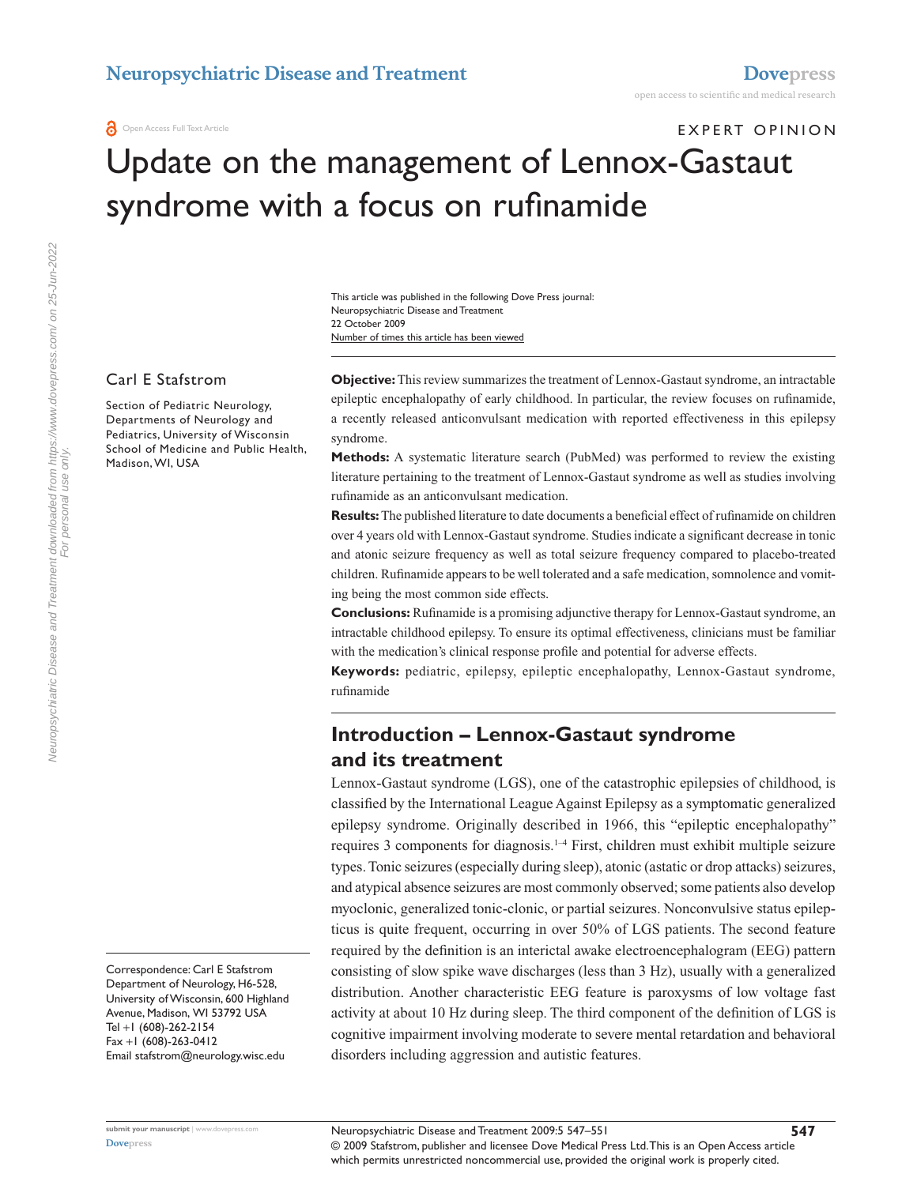EXPERT OPINION

# Update on the management of Lennox-Gastaut syndrome with a focus on rufinamide

This article was published in the following Dove Press journal:
Neuropsychiatric Disease and Treatment
22 October 2009
Number of times this article has been viewed

Carl E Stafstrom

Section of Pediatric Neurology, Departments of Neurology and Pediatrics, University of Wisconsin School of Medicine and Public Health, Madison, WI, USA

Correspondence: Carl E Stafstrom
Department of Neurology, H6-528, University of Wisconsin, 600 Highland Avenue, Madison, WI 53792 USA
Tel +1 (608)-262-2154
Fax +1 (608)-263-0412
Email stafstrom@neurology.wisc.edu

**Objective:** This review summarizes the treatment of Lennox-Gastaut syndrome, an intractable epileptic encephalopathy of early childhood. In particular, the review focuses on rufinamide, a recently released anticonvulsant medication with reported effectiveness in this epilepsy syndrome.

**Methods:** A systematic literature search (PubMed) was performed to review the existing literature pertaining to the treatment of Lennox-Gastaut syndrome as well as studies involving rufinamide as an anticonvulsant medication.

**Results:** The published literature to date documents a beneficial effect of rufinamide on children over 4 years old with Lennox-Gastaut syndrome. Studies indicate a significant decrease in tonic and atonic seizure frequency as well as total seizure frequency compared to placebo-treated children. Rufinamide appears to be well tolerated and a safe medication, somnolence and vomiting being the most common side effects.

**Conclusions:** Rufinamide is a promising adjunctive therapy for Lennox-Gastaut syndrome, an intractable childhood epilepsy. To ensure its optimal effectiveness, clinicians must be familiar with the medication's clinical response profile and potential for adverse effects.

**Keywords:** pediatric, epilepsy, epileptic encephalopathy, Lennox-Gastaut syndrome, rufinamide

## Introduction – Lennox-Gastaut syndrome and its treatment

Lennox-Gastaut syndrome (LGS), one of the catastrophic epilepsies of childhood, is classified by the International League Against Epilepsy as a symptomatic generalized epilepsy syndrome. Originally described in 1966, this "epileptic encephalopathy" requires 3 components for diagnosis.[1–4] First, children must exhibit multiple seizure types. Tonic seizures (especially during sleep), atonic (astatic or drop attacks) seizures, and atypical absence seizures are most commonly observed; some patients also develop myoclonic, generalized tonic-clonic, or partial seizures. Nonconvulsive status epilepticus is quite frequent, occurring in over 50% of LGS patients. The second feature required by the definition is an interictal awake electroencephalogram (EEG) pattern consisting of slow spike wave discharges (less than 3 Hz), usually with a generalized distribution. Another characteristic EEG feature is paroxysms of low voltage fast activity at about 10 Hz during sleep. The third component of the definition of LGS is cognitive impairment involving moderate to severe mental retardation and behavioral disorders including aggression and autistic features.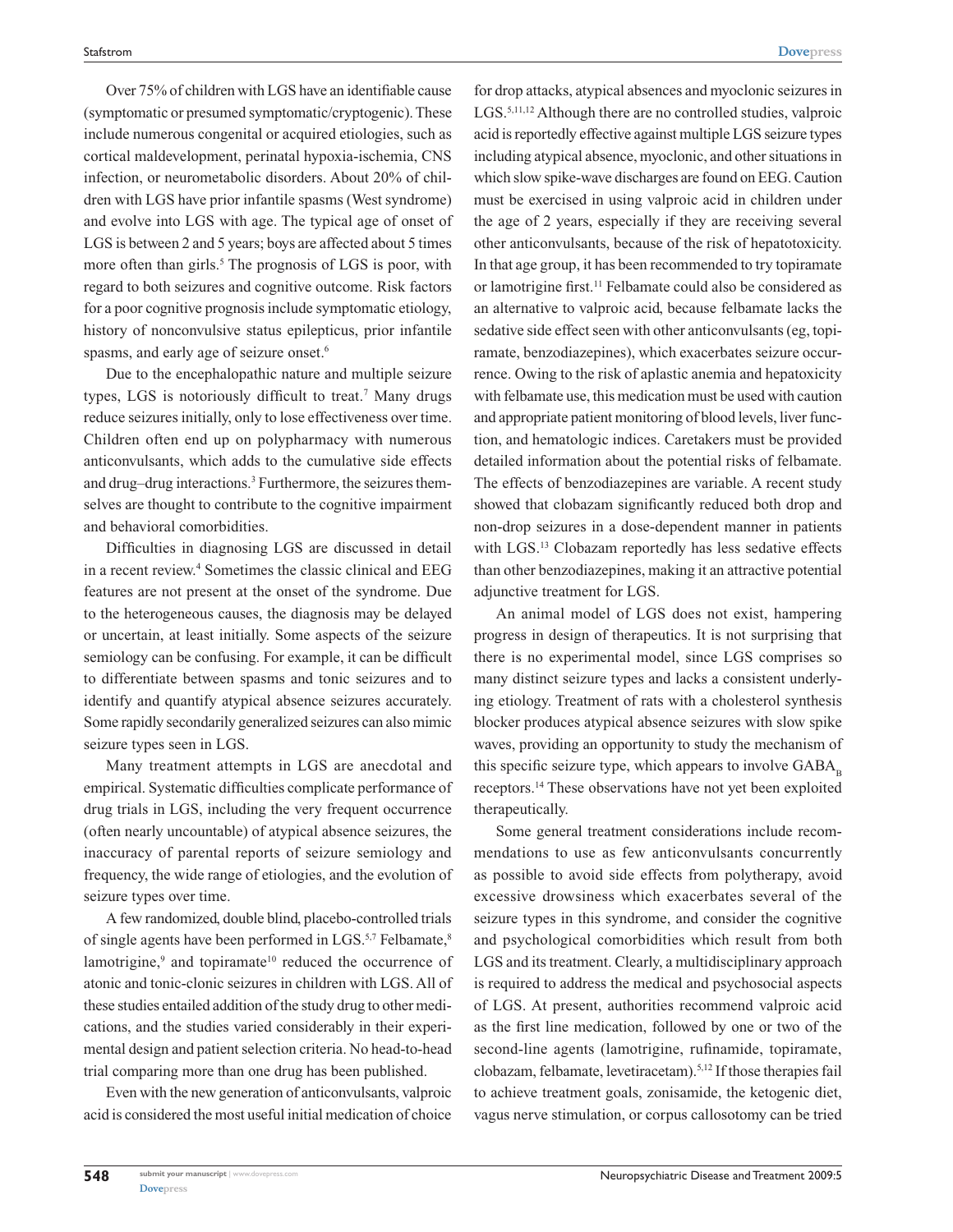Over 75% of children with LGS have an identifiable cause (symptomatic or presumed symptomatic/cryptogenic). These include numerous congenital or acquired etiologies, such as cortical maldevelopment, perinatal hypoxia-ischemia, CNS infection, or neurometabolic disorders. About 20% of children with LGS have prior infantile spasms (West syndrome) and evolve into LGS with age. The typical age of onset of LGS is between 2 and 5 years; boys are affected about 5 times more often than girls.[5] The prognosis of LGS is poor, with regard to both seizures and cognitive outcome. Risk factors for a poor cognitive prognosis include symptomatic etiology, history of nonconvulsive status epilepticus, prior infantile spasms, and early age of seizure onset.[6]

Due to the encephalopathic nature and multiple seizure types, LGS is notoriously difficult to treat.[7] Many drugs reduce seizures initially, only to lose effectiveness over time. Children often end up on polypharmacy with numerous anticonvulsants, which adds to the cumulative side effects and drug–drug interactions.[3] Furthermore, the seizures themselves are thought to contribute to the cognitive impairment and behavioral comorbidities.

Difficulties in diagnosing LGS are discussed in detail in a recent review.[4] Sometimes the classic clinical and EEG features are not present at the onset of the syndrome. Due to the heterogeneous causes, the diagnosis may be delayed or uncertain, at least initially. Some aspects of the seizure semiology can be confusing. For example, it can be difficult to differentiate between spasms and tonic seizures and to identify and quantify atypical absence seizures accurately. Some rapidly secondarily generalized seizures can also mimic seizure types seen in LGS.

Many treatment attempts in LGS are anecdotal and empirical. Systematic difficulties complicate performance of drug trials in LGS, including the very frequent occurrence (often nearly uncountable) of atypical absence seizures, the inaccuracy of parental reports of seizure semiology and frequency, the wide range of etiologies, and the evolution of seizure types over time.

A few randomized, double blind, placebo-controlled trials of single agents have been performed in LGS.[5,7] Felbamate,[8] lamotrigine,[9] and topiramate[10] reduced the occurrence of atonic and tonic-clonic seizures in children with LGS. All of these studies entailed addition of the study drug to other medications, and the studies varied considerably in their experimental design and patient selection criteria. No head-to-head trial comparing more than one drug has been published.

Even with the new generation of anticonvulsants, valproic acid is considered the most useful initial medication of choice for drop attacks, atypical absences and myoclonic seizures in LGS.[5,11,12] Although there are no controlled studies, valproic acid is reportedly effective against multiple LGS seizure types including atypical absence, myoclonic, and other situations in which slow spike-wave discharges are found on EEG. Caution must be exercised in using valproic acid in children under the age of 2 years, especially if they are receiving several other anticonvulsants, because of the risk of hepatotoxicity. In that age group, it has been recommended to try topiramate or lamotrigine first.[11] Felbamate could also be considered as an alternative to valproic acid, because felbamate lacks the sedative side effect seen with other anticonvulsants (eg, topiramate, benzodiazepines), which exacerbates seizure occurrence. Owing to the risk of aplastic anemia and hepatoxicity with felbamate use, this medication must be used with caution and appropriate patient monitoring of blood levels, liver function, and hematologic indices. Caretakers must be provided detailed information about the potential risks of felbamate. The effects of benzodiazepines are variable. A recent study showed that clobazam significantly reduced both drop and non-drop seizures in a dose-dependent manner in patients with LGS.[13] Clobazam reportedly has less sedative effects than other benzodiazepines, making it an attractive potential adjunctive treatment for LGS.

An animal model of LGS does not exist, hampering progress in design of therapeutics. It is not surprising that there is no experimental model, since LGS comprises so many distinct seizure types and lacks a consistent underlying etiology. Treatment of rats with a cholesterol synthesis blocker produces atypical absence seizures with slow spike waves, providing an opportunity to study the mechanism of this specific seizure type, which appears to involve $GABA_B$ receptors.[14] These observations have not yet been exploited therapeutically.

Some general treatment considerations include recommendations to use as few anticonvulsants concurrently as possible to avoid side effects from polytherapy, avoid excessive drowsiness which exacerbates several of the seizure types in this syndrome, and consider the cognitive and psychological comorbidities which result from both LGS and its treatment. Clearly, a multidisciplinary approach is required to address the medical and psychosocial aspects of LGS. At present, authorities recommend valproic acid as the first line medication, followed by one or two of the second-line agents (lamotrigine, rufinamide, topiramate, clobazam, felbamate, levetiracetam).[5,12] If those therapies fail to achieve treatment goals, zonisamide, the ketogenic diet, vagus nerve stimulation, or corpus callosotomy can be tried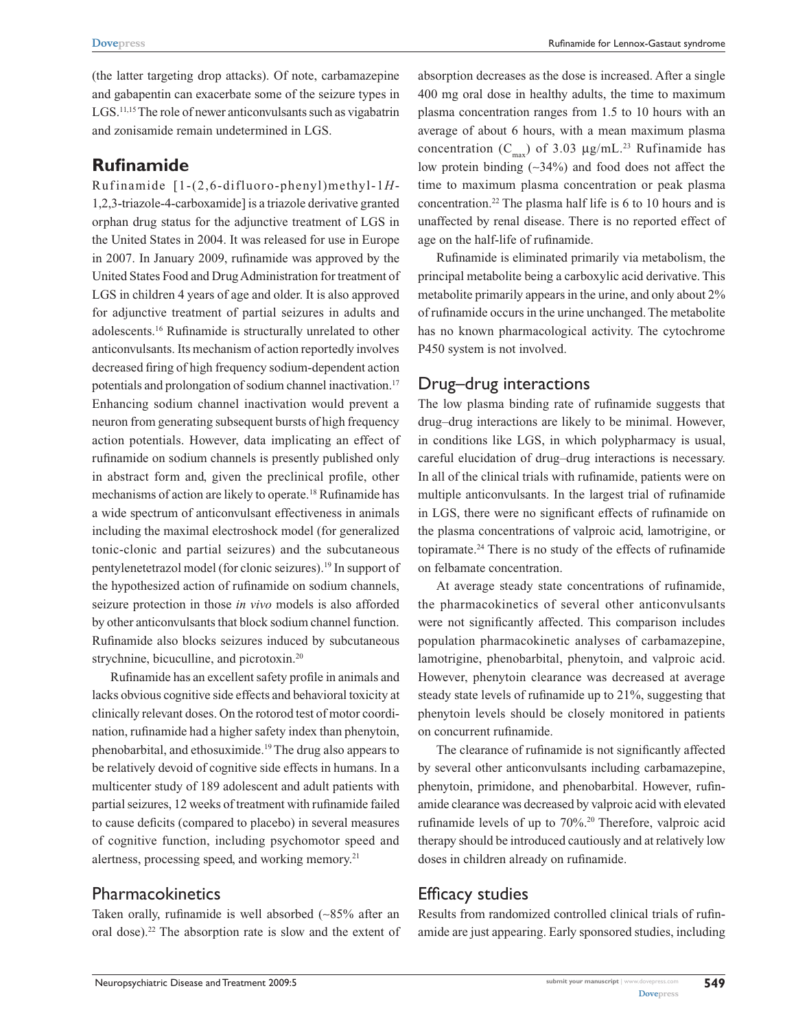(the latter targeting drop attacks). Of note, carbamazepine and gabapentin can exacerbate some of the seizure types in LGS.[11,15] The role of newer anticonvulsants such as vigabatrin and zonisamide remain undetermined in LGS.

## Rufinamide

Rufinamide [1-(2,6-difluoro-phenyl)methyl-1*H*-1,2,3-triazole-4-carboxamide] is a triazole derivative granted orphan drug status for the adjunctive treatment of LGS in the United States in 2004. It was released for use in Europe in 2007. In January 2009, rufinamide was approved by the United States Food and Drug Administration for treatment of LGS in children 4 years of age and older. It is also approved for adjunctive treatment of partial seizures in adults and adolescents.[16] Rufinamide is structurally unrelated to other anticonvulsants. Its mechanism of action reportedly involves decreased firing of high frequency sodium-dependent action potentials and prolongation of sodium channel inactivation.[17] Enhancing sodium channel inactivation would prevent a neuron from generating subsequent bursts of high frequency action potentials. However, data implicating an effect of rufinamide on sodium channels is presently published only in abstract form and, given the preclinical profile, other mechanisms of action are likely to operate.[18] Rufinamide has a wide spectrum of anticonvulsant effectiveness in animals including the maximal electroshock model (for generalized tonic-clonic and partial seizures) and the subcutaneous pentylenetetrazol model (for clonic seizures).[19] In support of the hypothesized action of rufinamide on sodium channels, seizure protection in those *in vivo* models is also afforded by other anticonvulsants that block sodium channel function. Rufinamide also blocks seizures induced by subcutaneous strychnine, bicuculline, and picrotoxin.[20]

Rufinamide has an excellent safety profile in animals and lacks obvious cognitive side effects and behavioral toxicity at clinically relevant doses. On the rotorod test of motor coordination, rufinamide had a higher safety index than phenytoin, phenobarbital, and ethosuximide.[19] The drug also appears to be relatively devoid of cognitive side effects in humans. In a multicenter study of 189 adolescent and adult patients with partial seizures, 12 weeks of treatment with rufinamide failed to cause deficits (compared to placebo) in several measures of cognitive function, including psychomotor speed and alertness, processing speed, and working memory.[21]

### Pharmacokinetics

Taken orally, rufinamide is well absorbed (~85% after an oral dose).[22] The absorption rate is slow and the extent of absorption decreases as the dose is increased. After a single 400 mg oral dose in healthy adults, the time to maximum plasma concentration ranges from 1.5 to 10 hours with an average of about 6 hours, with a mean maximum plasma concentration ($C_{max}$) of 3.03 µg/mL.[23] Rufinamide has low protein binding (~34%) and food does not affect the time to maximum plasma concentration or peak plasma concentration.[22] The plasma half life is 6 to 10 hours and is unaffected by renal disease. There is no reported effect of age on the half-life of rufinamide.

Rufinamide is eliminated primarily via metabolism, the principal metabolite being a carboxylic acid derivative. This metabolite primarily appears in the urine, and only about 2% of rufinamide occurs in the urine unchanged. The metabolite has no known pharmacological activity. The cytochrome P450 system is not involved.

### Drug–drug interactions

The low plasma binding rate of rufinamide suggests that drug–drug interactions are likely to be minimal. However, in conditions like LGS, in which polypharmacy is usual, careful elucidation of drug–drug interactions is necessary. In all of the clinical trials with rufinamide, patients were on multiple anticonvulsants. In the largest trial of rufinamide in LGS, there were no significant effects of rufinamide on the plasma concentrations of valproic acid, lamotrigine, or topiramate.[24] There is no study of the effects of rufinamide on felbamate concentration.

At average steady state concentrations of rufinamide, the pharmacokinetics of several other anticonvulsants were not significantly affected. This comparison includes population pharmacokinetic analyses of carbamazepine, lamotrigine, phenobarbital, phenytoin, and valproic acid. However, phenytoin clearance was decreased at average steady state levels of rufinamide up to 21%, suggesting that phenytoin levels should be closely monitored in patients on concurrent rufinamide.

The clearance of rufinamide is not significantly affected by several other anticonvulsants including carbamazepine, phenytoin, primidone, and phenobarbital. However, rufinamide clearance was decreased by valproic acid with elevated rufinamide levels of up to 70%.[20] Therefore, valproic acid therapy should be introduced cautiously and at relatively low doses in children already on rufinamide.

### Efficacy studies

Results from randomized controlled clinical trials of rufinamide are just appearing. Early sponsored studies, including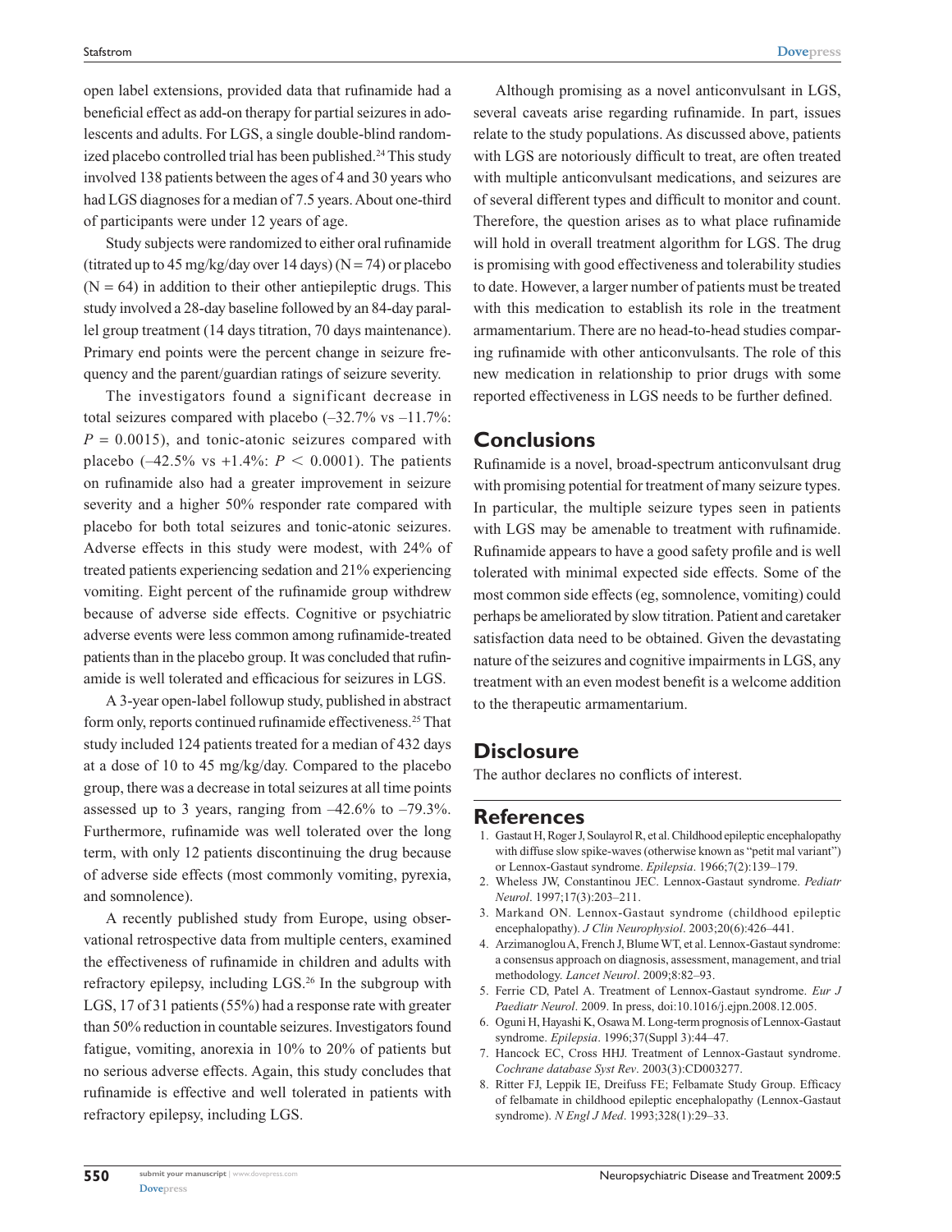open label extensions, provided data that rufinamide had a beneficial effect as add-on therapy for partial seizures in adolescents and adults. For LGS, a single double-blind randomized placebo controlled trial has been published.[24] This study involved 138 patients between the ages of 4 and 30 years who had LGS diagnoses for a median of 7.5 years. About one-third of participants were under 12 years of age.

Study subjects were randomized to either oral rufinamide (titrated up to 45 mg/kg/day over 14 days) (N = 74) or placebo (N = 64) in addition to their other antiepileptic drugs. This study involved a 28-day baseline followed by an 84-day parallel group treatment (14 days titration, 70 days maintenance). Primary end points were the percent change in seizure frequency and the parent/guardian ratings of seizure severity.

The investigators found a significant decrease in total seizures compared with placebo (–32.7% vs –11.7%: $P = 0.0015$), and tonic-atonic seizures compared with placebo (–42.5% vs +1.4%: $P < 0.0001$). The patients on rufinamide also had a greater improvement in seizure severity and a higher 50% responder rate compared with placebo for both total seizures and tonic-atonic seizures. Adverse effects in this study were modest, with 24% of treated patients experiencing sedation and 21% experiencing vomiting. Eight percent of the rufinamide group withdrew because of adverse side effects. Cognitive or psychiatric adverse events were less common among rufinamide-treated patients than in the placebo group. It was concluded that rufinamide is well tolerated and efficacious for seizures in LGS.

A 3-year open-label followup study, published in abstract form only, reports continued rufinamide effectiveness.[25] That study included 124 patients treated for a median of 432 days at a dose of 10 to 45 mg/kg/day. Compared to the placebo group, there was a decrease in total seizures at all time points assessed up to 3 years, ranging from –42.6% to –79.3%. Furthermore, rufinamide was well tolerated over the long term, with only 12 patients discontinuing the drug because of adverse side effects (most commonly vomiting, pyrexia, and somnolence).

A recently published study from Europe, using observational retrospective data from multiple centers, examined the effectiveness of rufinamide in children and adults with refractory epilepsy, including LGS.[26] In the subgroup with LGS, 17 of 31 patients (55%) had a response rate with greater than 50% reduction in countable seizures. Investigators found fatigue, vomiting, anorexia in 10% to 20% of patients but no serious adverse effects. Again, this study concludes that rufinamide is effective and well tolerated in patients with refractory epilepsy, including LGS.

Although promising as a novel anticonvulsant in LGS, several caveats arise regarding rufinamide. In part, issues relate to the study populations. As discussed above, patients with LGS are notoriously difficult to treat, are often treated with multiple anticonvulsant medications, and seizures are of several different types and difficult to monitor and count. Therefore, the question arises as to what place rufinamide will hold in overall treatment algorithm for LGS. The drug is promising with good effectiveness and tolerability studies to date. However, a larger number of patients must be treated with this medication to establish its role in the treatment armamentarium. There are no head-to-head studies comparing rufinamide with other anticonvulsants. The role of this new medication in relationship to prior drugs with some reported effectiveness in LGS needs to be further defined.

## Conclusions

Rufinamide is a novel, broad-spectrum anticonvulsant drug with promising potential for treatment of many seizure types. In particular, the multiple seizure types seen in patients with LGS may be amenable to treatment with rufinamide. Rufinamide appears to have a good safety profile and is well tolerated with minimal expected side effects. Some of the most common side effects (eg, somnolence, vomiting) could perhaps be ameliorated by slow titration. Patient and caretaker satisfaction data need to be obtained. Given the devastating nature of the seizures and cognitive impairments in LGS, any treatment with an even modest benefit is a welcome addition to the therapeutic armamentarium.

## Disclosure

The author declares no conflicts of interest.

## References

1. Gastaut H, Roger J, Soulayrol R, et al. Childhood epileptic encephalopathy with diffuse slow spike-waves (otherwise known as "petit mal variant") or Lennox-Gastaut syndrome. *Epilepsia*. 1966;7(2):139–179.
2. Wheless JW, Constantinou JEC. Lennox-Gastaut syndrome. *Pediatr Neurol*. 1997;17(3):203–211.
3. Markand ON. Lennox-Gastaut syndrome (childhood epileptic encephalopathy). *J Clin Neurophysiol*. 2003;20(6):426–441.
4. Arzimanoglou A, French J, Blume WT, et al. Lennox-Gastaut syndrome: a consensus approach on diagnosis, assessment, management, and trial methodology. *Lancet Neurol*. 2009;8:82–93.
5. Ferrie CD, Patel A. Treatment of Lennox-Gastaut syndrome. *Eur J Paediatr Neurol*. 2009. In press, doi:10.1016/j.ejpn.2008.12.005.
6. Oguni H, Hayashi K, Osawa M. Long-term prognosis of Lennox-Gastaut syndrome. *Epilepsia*. 1996;37(Suppl 3):44–47.
7. Hancock EC, Cross HHJ. Treatment of Lennox-Gastaut syndrome. *Cochrane database Syst Rev*. 2003(3):CD003277.
8. Ritter FJ, Leppik IE, Dreifuss FE; Felbamate Study Group. Efficacy of felbamate in childhood epileptic encephalopathy (Lennox-Gastaut syndrome). *N Engl J Med*. 1993;328(1):29–33.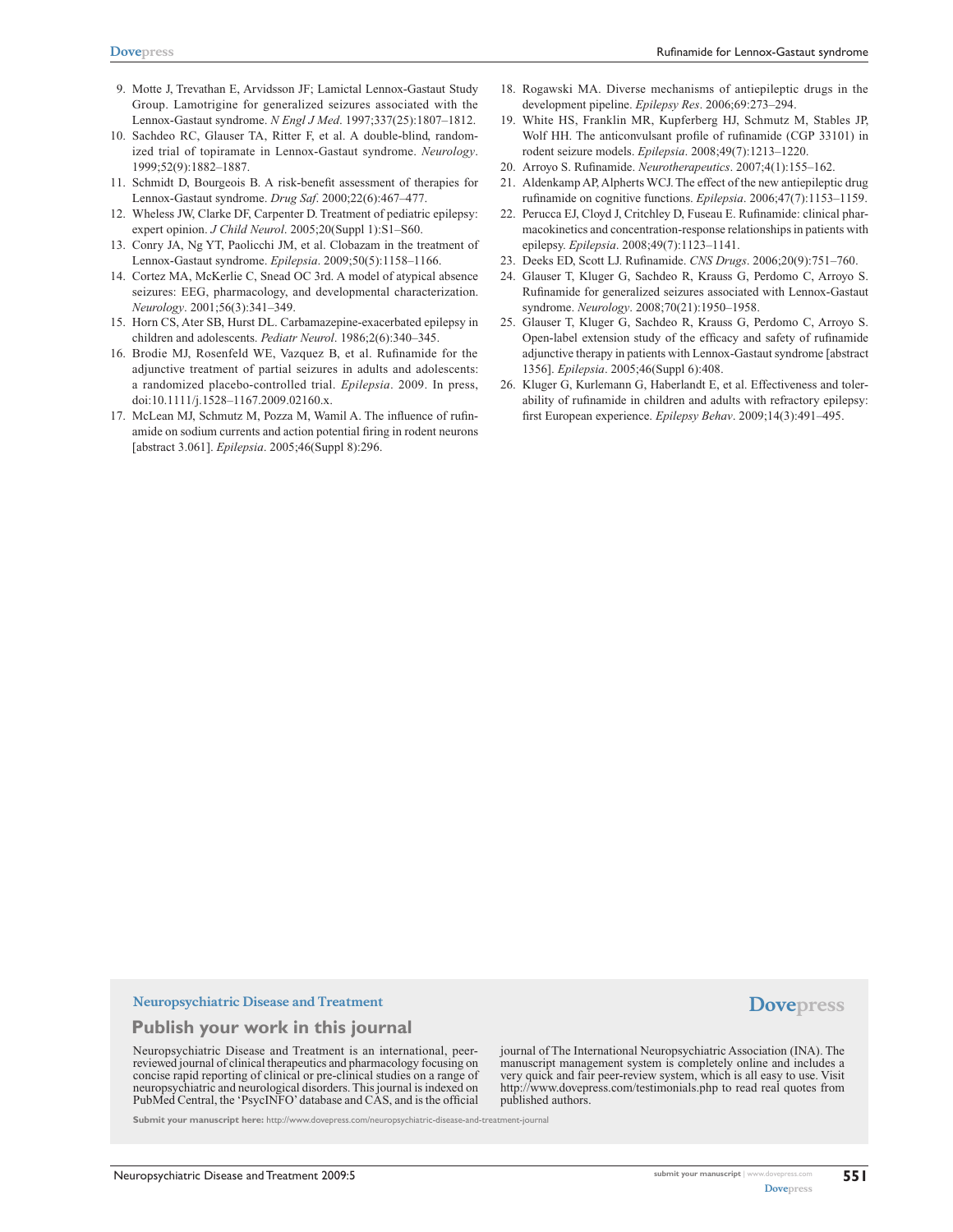9. Motte J, Trevathan E, Arvidsson JF; Lamictal Lennox-Gastaut Study Group. Lamotrigine for generalized seizures associated with the Lennox-Gastaut syndrome. *N Engl J Med*. 1997;337(25):1807–1812.
10. Sachdeo RC, Glauser TA, Ritter F, et al. A double-blind, randomized trial of topiramate in Lennox-Gastaut syndrome. *Neurology*. 1999;52(9):1882–1887.
11. Schmidt D, Bourgeois B. A risk-benefit assessment of therapies for Lennox-Gastaut syndrome. *Drug Saf*. 2000;22(6):467–477.
12. Wheless JW, Clarke DF, Carpenter D. Treatment of pediatric epilepsy: expert opinion. *J Child Neurol*. 2005;20(Suppl 1):S1–S60.
13. Conry JA, Ng YT, Paolicchi JM, et al. Clobazam in the treatment of Lennox-Gastaut syndrome. *Epilepsia*. 2009;50(5):1158–1166.
14. Cortez MA, McKerlie C, Snead OC 3rd. A model of atypical absence seizures: EEG, pharmacology, and developmental characterization. *Neurology*. 2001;56(3):341–349.
15. Horn CS, Ater SB, Hurst DL. Carbamazepine-exacerbated epilepsy in children and adolescents. *Pediatr Neurol*. 1986;2(6):340–345.
16. Brodie MJ, Rosenfeld WE, Vazquez B, et al. Rufinamide for the adjunctive treatment of partial seizures in adults and adolescents: a randomized placebo-controlled trial. *Epilepsia*. 2009. In press, doi:10.1111/j.1528–1167.2009.02160.x.
17. McLean MJ, Schmutz M, Pozza M, Wamil A. The influence of rufinamide on sodium currents and action potential firing in rodent neurons [abstract 3.061]. *Epilepsia*. 2005;46(Suppl 8):296.
18. Rogawski MA. Diverse mechanisms of antiepileptic drugs in the development pipeline. *Epilepsy Res*. 2006;69:273–294.
19. White HS, Franklin MR, Kupferberg HJ, Schmutz M, Stables JP, Wolf HH. The anticonvulsant profile of rufinamide (CGP 33101) in rodent seizure models. *Epilepsia*. 2008;49(7):1213–1220.
20. Arroyo S. Rufinamide. *Neurotherapeutics*. 2007;4(1):155–162.
21. Aldenkamp AP, Alpherts WCJ. The effect of the new antiepileptic drug rufinamide on cognitive functions. *Epilepsia*. 2006;47(7):1153–1159.
22. Perucca EJ, Cloyd J, Critchley D, Fuseau E. Rufinamide: clinical pharmacokinetics and concentration-response relationships in patients with epilepsy. *Epilepsia*. 2008;49(7):1123–1141.
23. Deeks ED, Scott LJ. Rufinamide. *CNS Drugs*. 2006;20(9):751–760.
24. Glauser T, Kluger G, Sachdeo R, Krauss G, Perdomo C, Arroyo S. Rufinamide for generalized seizures associated with Lennox-Gastaut syndrome. *Neurology*. 2008;70(21):1950–1958.
25. Glauser T, Kluger G, Sachdeo R, Krauss G, Perdomo C, Arroyo S. Open-label extension study of the efficacy and safety of rufinamide adjunctive therapy in patients with Lennox-Gastaut syndrome [abstract 1356]. *Epilepsia*. 2005;46(Suppl 6):408.
26. Kluger G, Kurlemann G, Haberlandt E, et al. Effectiveness and tolerability of rufinamide in children and adults with refractory epilepsy: first European experience. *Epilepsy Behav*. 2009;14(3):491–495.

**Neuropsychiatric Disease and Treatment**

## Publish your work in this journal

Neuropsychiatric Disease and Treatment is an international, peer-reviewed journal of clinical therapeutics and pharmacology focusing on concise rapid reporting of clinical or pre-clinical studies on a range of neuropsychiatric and neurological disorders. This journal is indexed on PubMed Central, the 'PsycINFO' database and CAS, and is the official journal of The International Neuropsychiatric Association (INA). The manuscript management system is completely online and includes a very quick and fair peer-review system, which is all easy to use. Visit http://www.dovepress.com/testimonials.php to read real quotes from published authors.

**Submit your manuscript here:** http://www.dovepress.com/neuropsychiatric-disease-and-treatment-journal